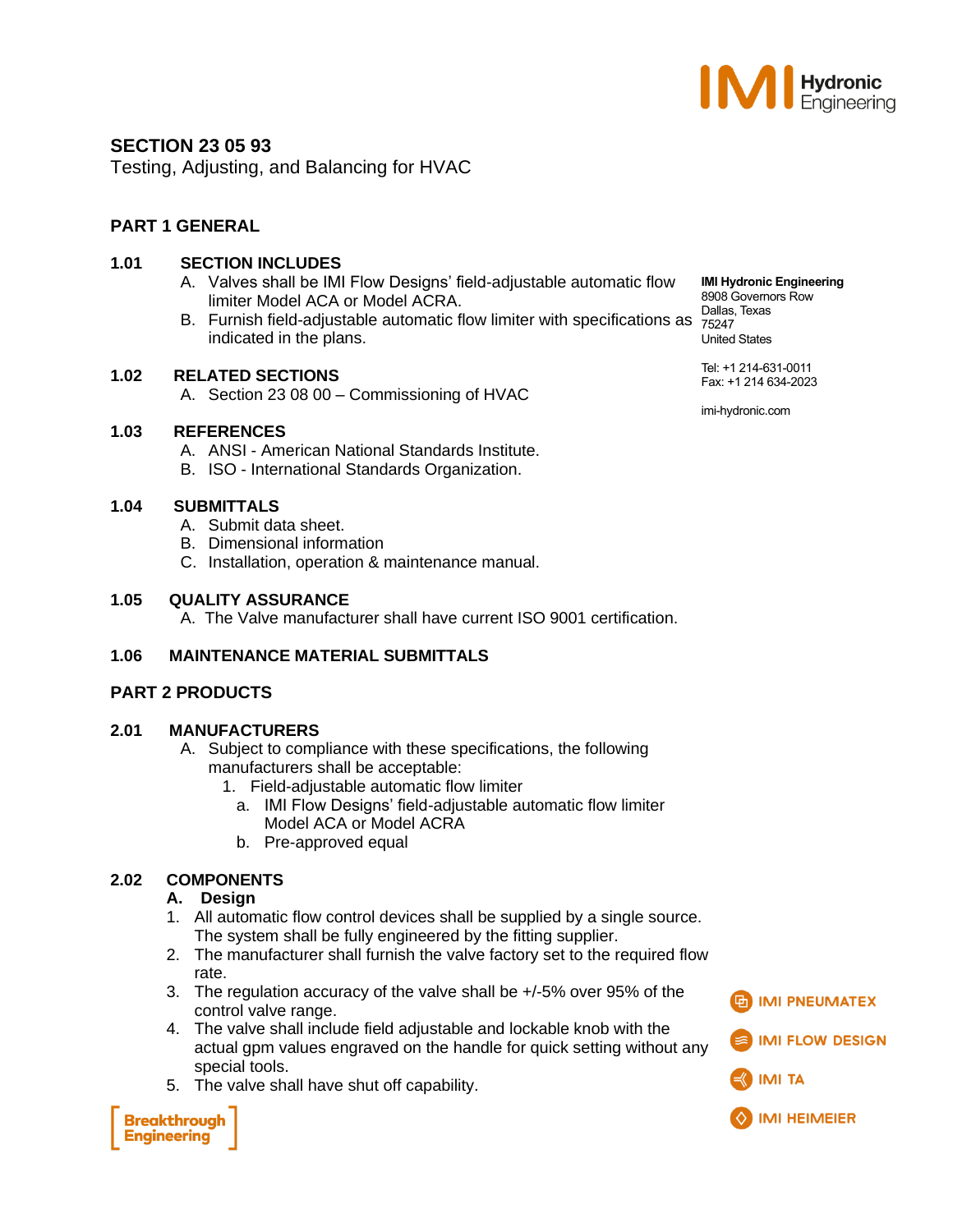# SECTION 23 05 93

Testing, Adjusting, and Balancing for HVAC

IMI Hydronic Engineering
8908 Governors Row
Dallas, Texas
75247
United States

Tel: +1 214-631-0011
Fax: +1 214 634-2023

imi-hydronic.com

## PART 1 GENERAL

### 1.01 SECTION INCLUDES

A. Valves shall be IMI Flow Designs' field-adjustable automatic flow limiter Model ACA or Model ACRA.

B. Furnish field-adjustable automatic flow limiter with specifications as indicated in the plans.

### 1.02 RELATED SECTIONS

A. Section 23 08 00 – Commissioning of HVAC

### 1.03 REFERENCES

A. ANSI - American National Standards Institute.

B. ISO - International Standards Organization.

### 1.04 SUBMITTALS

A. Submit data sheet.

B. Dimensional information

C. Installation, operation & maintenance manual.

### 1.05 QUALITY ASSURANCE

A. The Valve manufacturer shall have current ISO 9001 certification.

### 1.06 MAINTENANCE MATERIAL SUBMITTALS

## PART 2 PRODUCTS

### 2.01 MANUFACTURERS

A. Subject to compliance with these specifications, the following manufacturers shall be acceptable:

1. Field-adjustable automatic flow limiter
   a. IMI Flow Designs' field-adjustable automatic flow limiter Model ACA or Model ACRA
   b. Pre-approved equal

### 2.02 COMPONENTS

**A. Design**

1. All automatic flow control devices shall be supplied by a single source. The system shall be fully engineered by the fitting supplier.
2. The manufacturer shall furnish the valve factory set to the required flow rate.
3. The regulation accuracy of the valve shall be +/-5% over 95% of the control valve range.
4. The valve shall include field adjustable and lockable knob with the actual gpm values engraved on the handle for quick setting without any special tools.
5. The valve shall have shut off capability.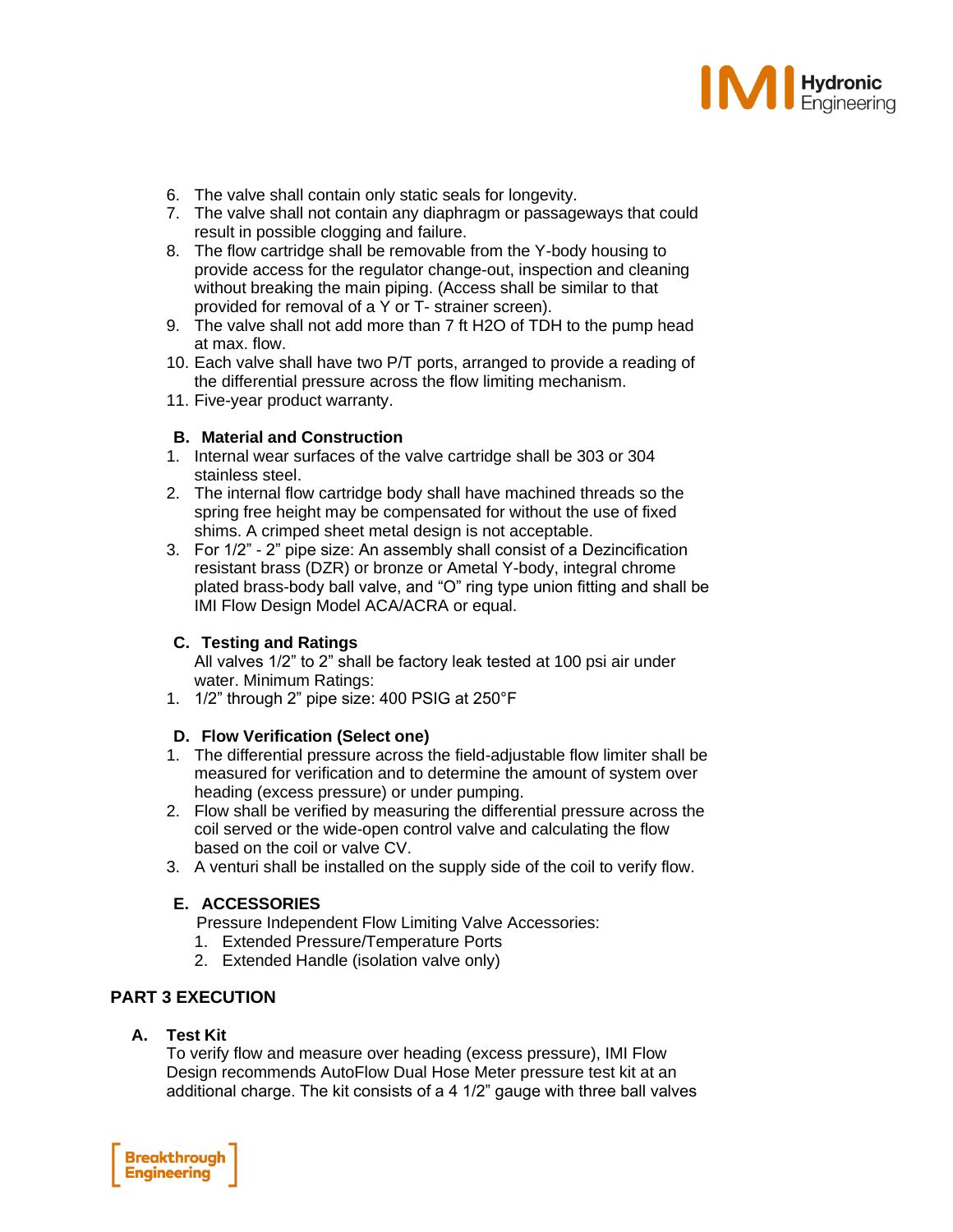6. The valve shall contain only static seals for longevity.
7. The valve shall not contain any diaphragm or passageways that could result in possible clogging and failure.
8. The flow cartridge shall be removable from the Y-body housing to provide access for the regulator change-out, inspection and cleaning without breaking the main piping. (Access shall be similar to that provided for removal of a Y or T- strainer screen).
9. The valve shall not add more than 7 ft H2O of TDH to the pump head at max. flow.
10. Each valve shall have two P/T ports, arranged to provide a reading of the differential pressure across the flow limiting mechanism.
11. Five-year product warranty.

**B. Material and Construction**

1. Internal wear surfaces of the valve cartridge shall be 303 or 304 stainless steel.
2. The internal flow cartridge body shall have machined threads so the spring free height may be compensated for without the use of fixed shims. A crimped sheet metal design is not acceptable.
3. For 1/2" - 2" pipe size: An assembly shall consist of a Dezincification resistant brass (DZR) or bronze or Ametal Y-body, integral chrome plated brass-body ball valve, and "O" ring type union fitting and shall be IMI Flow Design Model ACA/ACRA or equal.

**C. Testing and Ratings**

All valves 1/2" to 2" shall be factory leak tested at 100 psi air under water. Minimum Ratings:

1. 1/2" through 2" pipe size: 400 PSIG at 250°F

**D. Flow Verification (Select one)**

1. The differential pressure across the field-adjustable flow limiter shall be measured for verification and to determine the amount of system over heading (excess pressure) or under pumping.
2. Flow shall be verified by measuring the differential pressure across the coil served or the wide-open control valve and calculating the flow based on the coil or valve CV.
3. A venturi shall be installed on the supply side of the coil to verify flow.

**E. ACCESSORIES**

Pressure Independent Flow Limiting Valve Accessories:

1. Extended Pressure/Temperature Ports
2. Extended Handle (isolation valve only)

## PART 3 EXECUTION

**A. Test Kit**

To verify flow and measure over heading (excess pressure), IMI Flow Design recommends AutoFlow Dual Hose Meter pressure test kit at an additional charge. The kit consists of a 4 1/2" gauge with three ball valves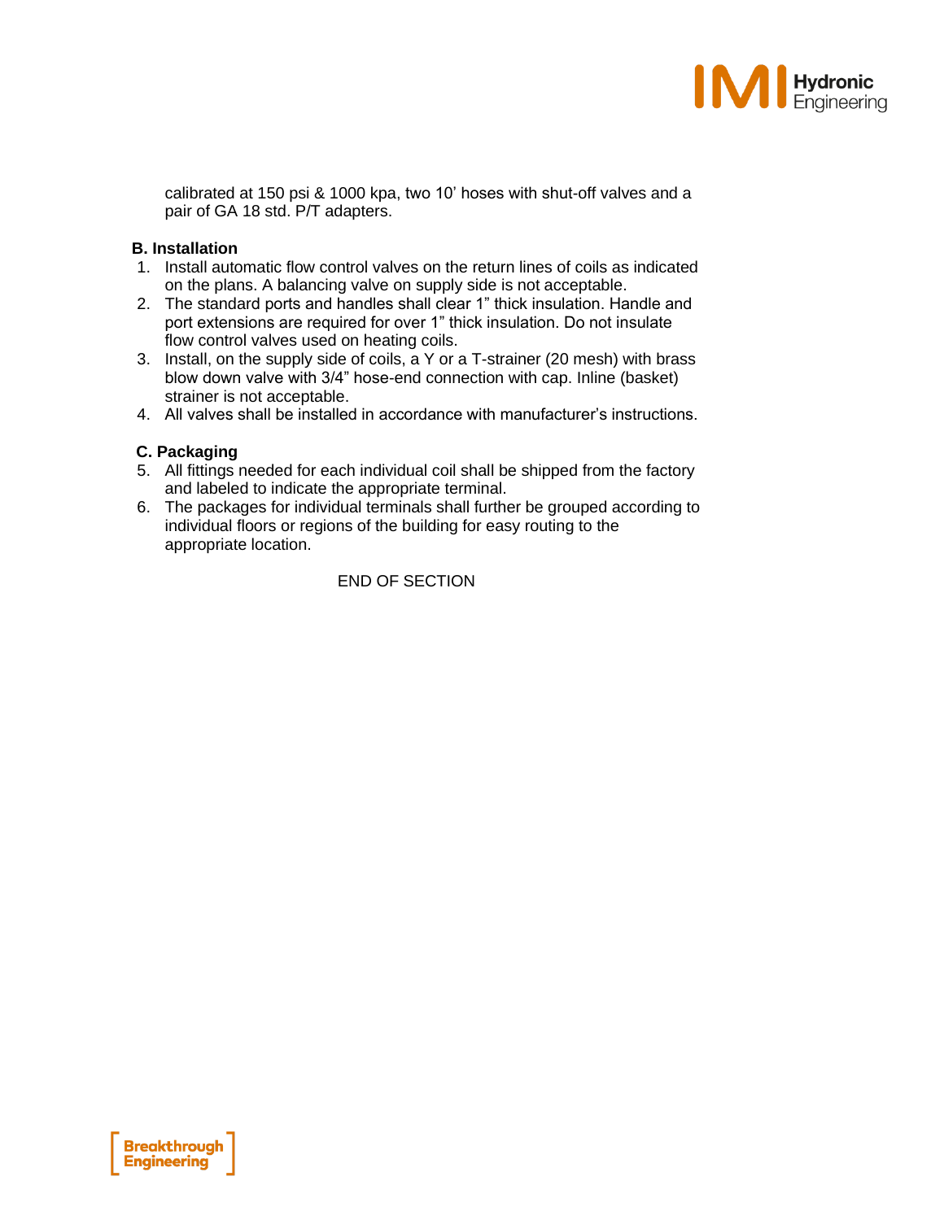calibrated at 150 psi & 1000 kpa, two 10' hoses with shut-off valves and a pair of GA 18 std. P/T adapters.

**B. Installation**

1. Install automatic flow control valves on the return lines of coils as indicated on the plans. A balancing valve on supply side is not acceptable.
2. The standard ports and handles shall clear 1" thick insulation. Handle and port extensions are required for over 1" thick insulation. Do not insulate flow control valves used on heating coils.
3. Install, on the supply side of coils, a Y or a T-strainer (20 mesh) with brass blow down valve with 3/4" hose-end connection with cap. Inline (basket) strainer is not acceptable.
4. All valves shall be installed in accordance with manufacturer's instructions.

**C. Packaging**

5. All fittings needed for each individual coil shall be shipped from the factory and labeled to indicate the appropriate terminal.
6. The packages for individual terminals shall further be grouped according to individual floors or regions of the building for easy routing to the appropriate location.

END OF SECTION